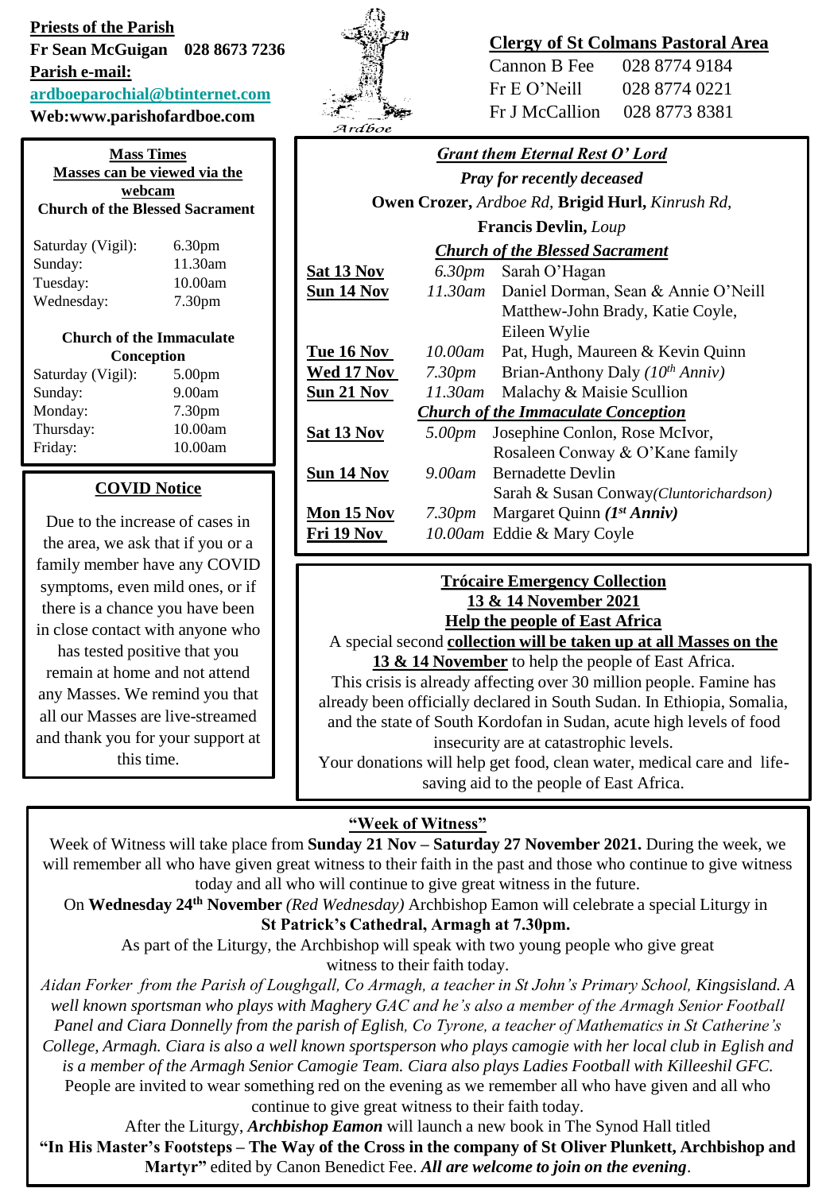**Priests of the Parish**

**Fr Sean McGuigan 028 8673 7236**

**Parish e-mail:**

**ardboeparochial@btinternet.com**

**Web:www.parishofardboe.com**

Ardboe

**Clergy of St Colmans Pastoral Area**

| | |
|---|---|
| Cannon B Fee | 028 8774 9184 |
| Fr E O'Neill | 028 8774 0221 |
| Fr J McCallion | 028 8773 8381 |

**Mass Times**

**Masses can be viewed via the webcam**

**Church of the Blessed Sacrament**

| | |
|---|---|
| Saturday (Vigil): | 6.30pm |
| Sunday: | 11.30am |
| Tuesday: | 10.00am |
| Wednesday: | 7.30pm |

**Church of the Immaculate Conception**

| | |
|---|---|
| Saturday (Vigil): | 5.00pm |
| Sunday: | 9.00am |
| Monday: | 7.30pm |
| Thursday: | 10.00am |
| Friday: | 10.00am |

**COVID Notice**

Due to the increase of cases in the area, we ask that if you or a family member have any COVID symptoms, even mild ones, or if there is a chance you have been in close contact with anyone who has tested positive that you remain at home and not attend any Masses. We remind you that all our Masses are live-streamed and thank you for your support at this time.

***Grant them Eternal Rest O' Lord***

***Pray for recently deceased***

**Owen Crozer,** *Ardboe Rd,* **Brigid Hurl,** *Kinrush Rd,*

**Francis Devlin,** *Loup*

***Church of the Blessed Sacrament***

| | | |
|---|---|---|
| **Sat 13 Nov** | *6.30pm* | Sarah O'Hagan |
| **Sun 14 Nov** | *11.30am* | Daniel Dorman, Sean & Annie O'Neill Matthew-John Brady, Katie Coyle, Eileen Wylie |
| **Tue 16 Nov** | *10.00am* | Pat, Hugh, Maureen & Kevin Quinn |
| **Wed 17 Nov** | *7.30pm* | Brian-Anthony Daly *(10th Anniv)* |
| **Sun 21 Nov** | *11.30am* | Malachy & Maisie Scullion |

***Church of the Immaculate Conception***

| | | |
|---|---|---|
| **Sat 13 Nov** | *5.00pm* | Josephine Conlon, Rose McIvor, Rosaleen Conway & O'Kane family |
| **Sun 14 Nov** | *9.00am* | Bernadette Devlin Sarah & Susan Conway*(Cluntorichardson)* |
| **Mon 15 Nov** | *7.30pm* | Margaret Quinn ***(1st Anniv)*** |
| **Fri 19 Nov** | *10.00am* | Eddie & Mary Coyle |

**Trócaire Emergency Collection**

**13 & 14 November 2021**

**Help the people of East Africa**

A special second **collection will be taken up at all Masses on the 13 & 14 November** to help the people of East Africa.

This crisis is already affecting over 30 million people. Famine has already been officially declared in South Sudan. In Ethiopia, Somalia, and the state of South Kordofan in Sudan, acute high levels of food insecurity are at catastrophic levels.

Your donations will help get food, clean water, medical care and life-saving aid to the people of East Africa.

**"Week of Witness"**

Week of Witness will take place from **Sunday 21 Nov – Saturday 27 November 2021.** During the week, we will remember all who have given great witness to their faith in the past and those who continue to give witness today and all who will continue to give great witness in the future.

On **Wednesday 24th November** *(Red Wednesday)* Archbishop Eamon will celebrate a special Liturgy in **St Patrick's Cathedral, Armagh at 7.30pm.**

As part of the Liturgy, the Archbishop will speak with two young people who give great witness to their faith today.

*Aidan Forker from the Parish of Loughgall, Co Armagh, a teacher in St John's Primary School, Kingsisland. A well known sportsman who plays with Maghery GAC and he's also a member of the Armagh Senior Football Panel and Ciara Donnelly from the parish of Eglish, Co Tyrone, a teacher of Mathematics in St Catherine's College, Armagh. Ciara is also a well known sportsperson who plays camogie with her local club in Eglish and is a member of the Armagh Senior Camogie Team. Ciara also plays Ladies Football with Killeeshil GFC.*

People are invited to wear something red on the evening as we remember all who have given and all who continue to give great witness to their faith today.

After the Liturgy, ***Archbishop Eamon*** will launch a new book in The Synod Hall titled **"In His Master's Footsteps – The Way of the Cross in the company of St Oliver Plunkett, Archbishop and Martyr"** edited by Canon Benedict Fee. ***All are welcome to join on the evening***.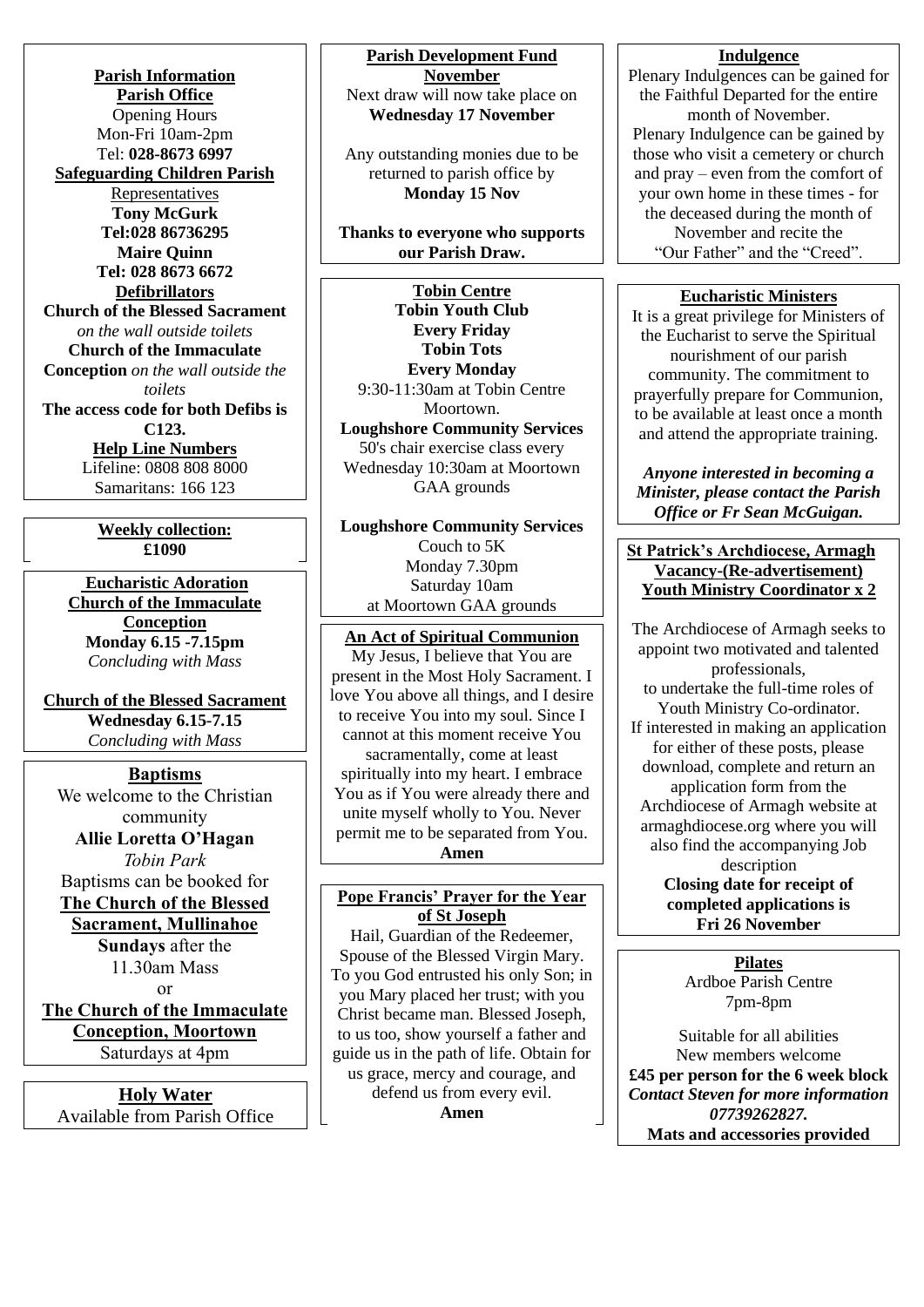**Parish Information**

**Parish Office**

Opening Hours

Mon-Fri 10am-2pm

Tel: **028-8673 6997**

**Safeguarding Children Parish**

Representatives

**Tony McGurk**

**Tel:028 86736295**

**Maire Quinn**

**Tel: 028 8673 6672**

**Defibrillators**

**Church of the Blessed Sacrament** *on the wall outside toilets*

**Church of the Immaculate Conception** *on the wall outside the toilets*

**The access code for both Defibs is C123.**

**Help Line Numbers**

Lifeline: 0808 808 8000

Samaritans: 166 123

**Weekly collection:**

**£1090**

**Eucharistic Adoration**

**Church of the Immaculate Conception**

**Monday 6.15 -7.15pm**

*Concluding with Mass*

**Church of the Blessed Sacrament**

**Wednesday 6.15-7.15**

*Concluding with Mass*

**Baptisms**

We welcome to the Christian community

**Allie Loretta O'Hagan**

*Tobin Park*

Baptisms can be booked for

**The Church of the Blessed Sacrament, Mullinahoe**

**Sundays** after the 11.30am Mass

or

**The Church of the Immaculate Conception, Moortown**

Saturdays at 4pm

**Holy Water**

Available from Parish Office

**Parish Development Fund November**

Next draw will now take place on **Wednesday 17 November**

Any outstanding monies due to be returned to parish office by **Monday 15 Nov**

**Thanks to everyone who supports our Parish Draw.**

**Tobin Centre**

**Tobin Youth Club**

**Every Friday**

**Tobin Tots**

**Every Monday**

9:30-11:30am at Tobin Centre Moortown.

**Loughshore Community Services**

50's chair exercise class every Wednesday 10:30am at Moortown GAA grounds

**Loughshore Community Services**

Couch to 5K

Monday 7.30pm

Saturday 10am

at Moortown GAA grounds

**An Act of Spiritual Communion**

My Jesus, I believe that You are present in the Most Holy Sacrament. I love You above all things, and I desire to receive You into my soul. Since I cannot at this moment receive You sacramentally, come at least spiritually into my heart. I embrace You as if You were already there and unite myself wholly to You. Never permit me to be separated from You.

**Amen**

**Pope Francis' Prayer for the Year of St Joseph**

Hail, Guardian of the Redeemer, Spouse of the Blessed Virgin Mary. To you God entrusted his only Son; in you Mary placed her trust; with you Christ became man. Blessed Joseph, to us too, show yourself a father and guide us in the path of life. Obtain for us grace, mercy and courage, and defend us from every evil.

**Amen**

**Indulgence**

Plenary Indulgences can be gained for the Faithful Departed for the entire month of November.

Plenary Indulgence can be gained by those who visit a cemetery or church and pray – even from the comfort of your own home in these times - for the deceased during the month of November and recite the "Our Father" and the "Creed".

**Eucharistic Ministers**

It is a great privilege for Ministers of the Eucharist to serve the Spiritual nourishment of our parish community. The commitment to prayerfully prepare for Communion, to be available at least once a month and attend the appropriate training.

***Anyone interested in becoming a Minister, please contact the Parish Office or Fr Sean McGuigan.***

**St Patrick's Archdiocese, Armagh Vacancy-(Re-advertisement) Youth Ministry Coordinator x 2**

The Archdiocese of Armagh seeks to appoint two motivated and talented professionals, to undertake the full-time roles of Youth Ministry Co-ordinator.

If interested in making an application for either of these posts, please download, complete and return an application form from the Archdiocese of Armagh website at armaghdiocese.org where you will also find the accompanying Job description

**Closing date for receipt of completed applications is Fri 26 November**

**Pilates**

Ardboe Parish Centre

7pm-8pm

Suitable for all abilities

New members welcome

**£45 per person for the 6 week block**

***Contact Steven for more information 07739262827.***

**Mats and accessories provided**